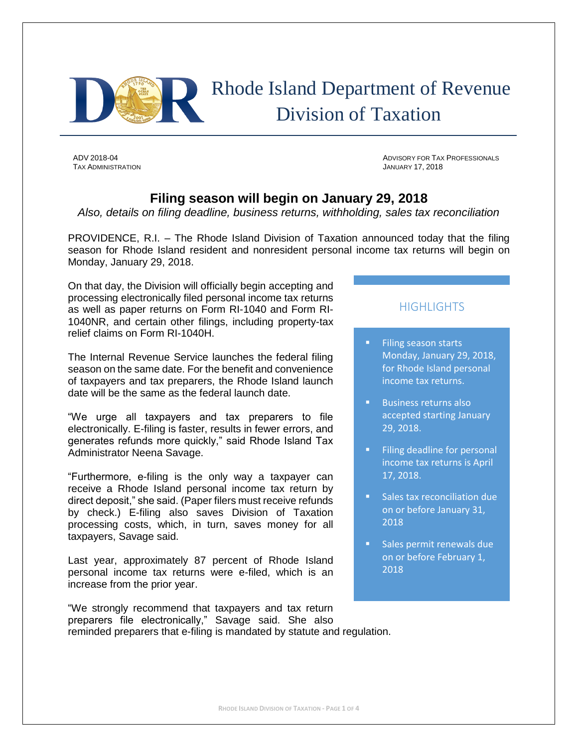# Rhode Island Department of Revenue
## Division of Taxation

ADV 2018-04
TAX ADMINISTRATION

ADVISORY FOR TAX PROFESSIONALS
JANUARY 17, 2018

## Filing season will begin on January 29, 2018

*Also, details on filing deadline, business returns, withholding, sales tax reconciliation*

PROVIDENCE, R.I. – The Rhode Island Division of Taxation announced today that the filing season for Rhode Island resident and nonresident personal income tax returns will begin on Monday, January 29, 2018.

On that day, the Division will officially begin accepting and processing electronically filed personal income tax returns as well as paper returns on Form RI-1040 and Form RI-1040NR, and certain other filings, including property-tax relief claims on Form RI-1040H.

The Internal Revenue Service launches the federal filing season on the same date. For the benefit and convenience of taxpayers and tax preparers, the Rhode Island launch date will be the same as the federal launch date.

"We urge all taxpayers and tax preparers to file electronically. E-filing is faster, results in fewer errors, and generates refunds more quickly," said Rhode Island Tax Administrator Neena Savage.

"Furthermore, e-filing is the only way a taxpayer can receive a Rhode Island personal income tax return by direct deposit," she said. (Paper filers must receive refunds by check.) E-filing also saves Division of Taxation processing costs, which, in turn, saves money for all taxpayers, Savage said.

Last year, approximately 87 percent of Rhode Island personal income tax returns were e-filed, which is an increase from the prior year.

"We strongly recommend that taxpayers and tax return preparers file electronically," Savage said. She also reminded preparers that e-filing is mandated by statute and regulation.

### HIGHLIGHTS

- Filing season starts Monday, January 29, 2018, for Rhode Island personal income tax returns.
- Business returns also accepted starting January 29, 2018.
- Filing deadline for personal income tax returns is April 17, 2018.
- Sales tax reconciliation due on or before January 31, 2018
- Sales permit renewals due on or before February 1, 2018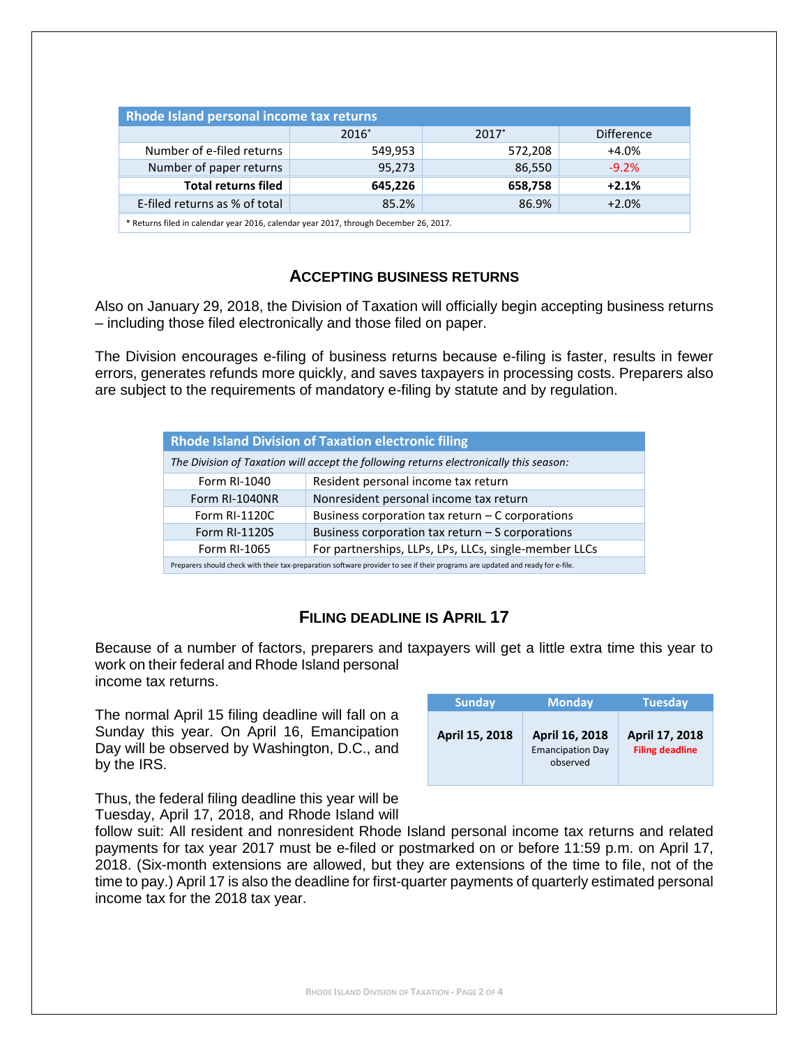| Rhode Island personal income tax returns | | | |
|---|---|---|---|
| | 2016* | 2017* | Difference |
| Number of e-filed returns | 549,953 | 572,208 | +4.0% |
| Number of paper returns | 95,273 | 86,550 | -9.2% |
| **Total returns filed** | **645,226** | **658,758** | **+2.1%** |
| E-filed returns as % of total | 85.2% | 86.9% | +2.0% |

* Returns filed in calendar year 2016, calendar year 2017, through December 26, 2017.

## ACCEPTING BUSINESS RETURNS

Also on January 29, 2018, the Division of Taxation will officially begin accepting business returns – including those filed electronically and those filed on paper.

The Division encourages e-filing of business returns because e-filing is faster, results in fewer errors, generates refunds more quickly, and saves taxpayers in processing costs. Preparers also are subject to the requirements of mandatory e-filing by statute and by regulation.

| Rhode Island Division of Taxation electronic filing | |
|---|---|
| *The Division of Taxation will accept the following returns electronically this season:* | |
| Form RI-1040 | Resident personal income tax return |
| Form RI-1040NR | Nonresident personal income tax return |
| Form RI-1120C | Business corporation tax return – C corporations |
| Form RI-1120S | Business corporation tax return – S corporations |
| Form RI-1065 | For partnerships, LLPs, LPs, LLCs, single-member LLCs |

Preparers should check with their tax-preparation software provider to see if their programs are updated and ready for e-file.

## FILING DEADLINE IS APRIL 17

Because of a number of factors, preparers and taxpayers will get a little extra time this year to work on their federal and Rhode Island personal income tax returns.

| Sunday | Monday | Tuesday |
|---|---|---|
| **April 15, 2018** | **April 16, 2018** Emancipation Day observed | **April 17, 2018** **Filing deadline** |

The normal April 15 filing deadline will fall on a Sunday this year. On April 16, Emancipation Day will be observed by Washington, D.C., and by the IRS.

Thus, the federal filing deadline this year will be Tuesday, April 17, 2018, and Rhode Island will follow suit: All resident and nonresident Rhode Island personal income tax returns and related payments for tax year 2017 must be e-filed or postmarked on or before 11:59 p.m. on April 17, 2018. (Six-month extensions are allowed, but they are extensions of the time to file, not of the time to pay.) April 17 is also the deadline for first-quarter payments of quarterly estimated personal income tax for the 2018 tax year.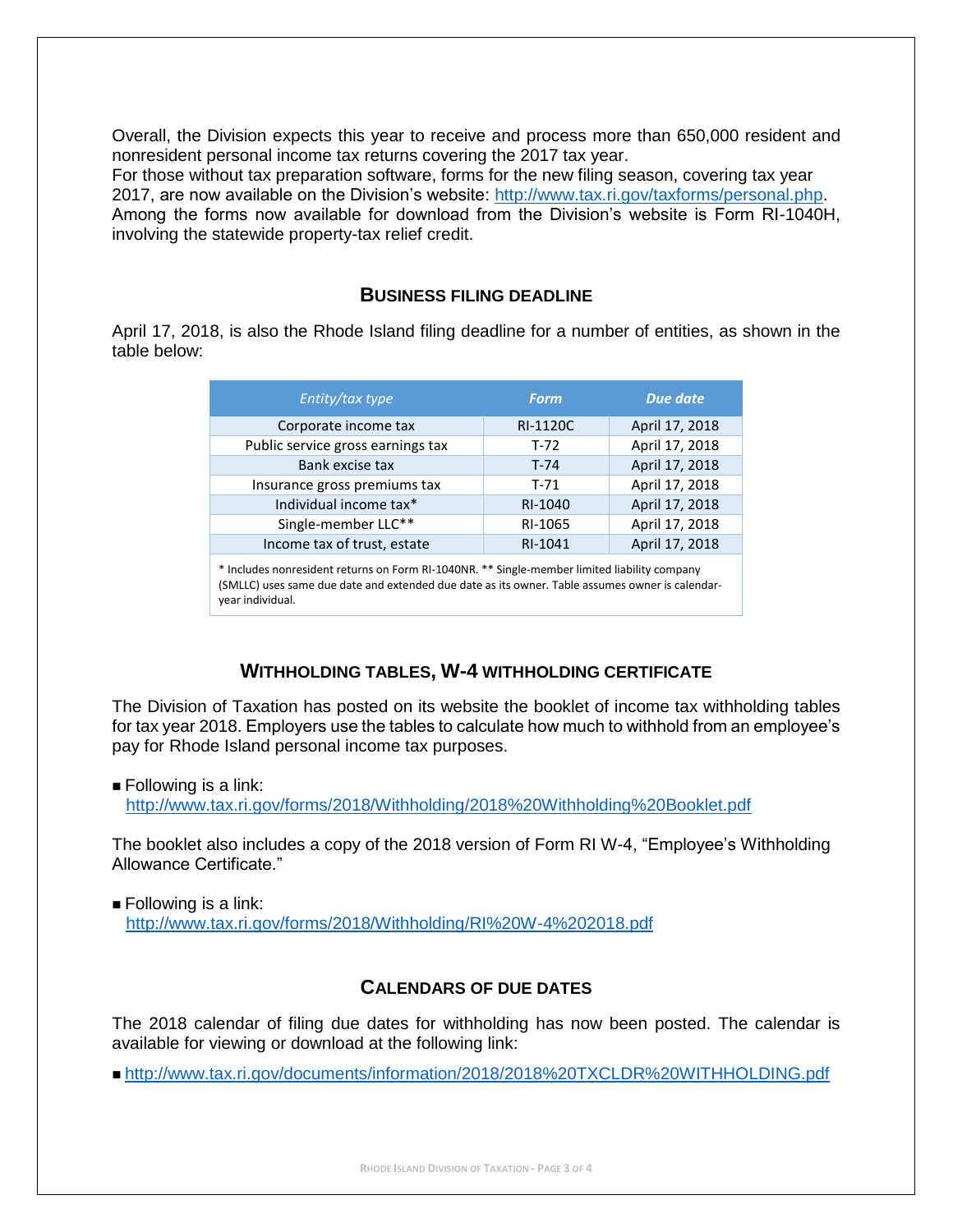Overall, the Division expects this year to receive and process more than 650,000 resident and nonresident personal income tax returns covering the 2017 tax year.

For those without tax preparation software, forms for the new filing season, covering tax year 2017, are now available on the Division's website: http://www.tax.ri.gov/taxforms/personal.php. Among the forms now available for download from the Division's website is Form RI-1040H, involving the statewide property-tax relief credit.

## BUSINESS FILING DEADLINE

April 17, 2018, is also the Rhode Island filing deadline for a number of entities, as shown in the table below:

| *Entity/tax type* | **Form** | **Due date** |
| --- | --- | --- |
| Corporate income tax | RI-1120C | April 17, 2018 |
| Public service gross earnings tax | T-72 | April 17, 2018 |
| Bank excise tax | T-74 | April 17, 2018 |
| Insurance gross premiums tax | T-71 | April 17, 2018 |
| Individual income tax* | RI-1040 | April 17, 2018 |
| Single-member LLC** | RI-1065 | April 17, 2018 |
| Income tax of trust, estate | RI-1041 | April 17, 2018 |

* Includes nonresident returns on Form RI-1040NR. ** Single-member limited liability company (SMLLC) uses same due date and extended due date as its owner. Table assumes owner is calendar-year individual.

## WITHHOLDING TABLES, W-4 WITHHOLDING CERTIFICATE

The Division of Taxation has posted on its website the booklet of income tax withholding tables for tax year 2018. Employers use the tables to calculate how much to withhold from an employee's pay for Rhode Island personal income tax purposes.

- Following is a link:
  http://www.tax.ri.gov/forms/2018/Withholding/2018%20Withholding%20Booklet.pdf

The booklet also includes a copy of the 2018 version of Form RI W-4, "Employee's Withholding Allowance Certificate."

- Following is a link:
  http://www.tax.ri.gov/forms/2018/Withholding/RI%20W-4%202018.pdf

## CALENDARS OF DUE DATES

The 2018 calendar of filing due dates for withholding has now been posted. The calendar is available for viewing or download at the following link:

- http://www.tax.ri.gov/documents/information/2018/2018%20TXCLDR%20WITHHOLDING.pdf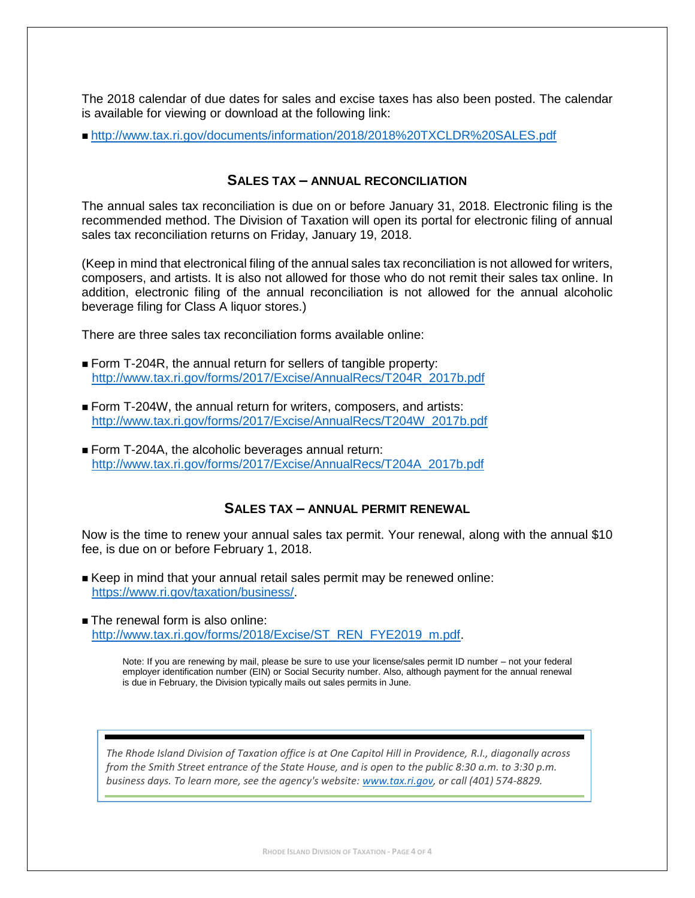The 2018 calendar of due dates for sales and excise taxes has also been posted. The calendar is available for viewing or download at the following link:

- http://www.tax.ri.gov/documents/information/2018/2018%20TXCLDR%20SALES.pdf

## SALES TAX – ANNUAL RECONCILIATION

The annual sales tax reconciliation is due on or before January 31, 2018. Electronic filing is the recommended method. The Division of Taxation will open its portal for electronic filing of annual sales tax reconciliation returns on Friday, January 19, 2018.

(Keep in mind that electronical filing of the annual sales tax reconciliation is not allowed for writers, composers, and artists. It is also not allowed for those who do not remit their sales tax online. In addition, electronic filing of the annual reconciliation is not allowed for the annual alcoholic beverage filing for Class A liquor stores.)

There are three sales tax reconciliation forms available online:

- Form T-204R, the annual return for sellers of tangible property: http://www.tax.ri.gov/forms/2017/Excise/AnnualRecs/T204R_2017b.pdf
- Form T-204W, the annual return for writers, composers, and artists: http://www.tax.ri.gov/forms/2017/Excise/AnnualRecs/T204W_2017b.pdf
- Form T-204A, the alcoholic beverages annual return: http://www.tax.ri.gov/forms/2017/Excise/AnnualRecs/T204A_2017b.pdf

## SALES TAX – ANNUAL PERMIT RENEWAL

Now is the time to renew your annual sales tax permit. Your renewal, along with the annual $10 fee, is due on or before February 1, 2018.

- Keep in mind that your annual retail sales permit may be renewed online: https://www.ri.gov/taxation/business/.
- The renewal form is also online: http://www.tax.ri.gov/forms/2018/Excise/ST_REN_FYE2019_m.pdf.

Note: If you are renewing by mail, please be sure to use your license/sales permit ID number – not your federal employer identification number (EIN) or Social Security number. Also, although payment for the annual renewal is due in February, the Division typically mails out sales permits in June.

*The Rhode Island Division of Taxation office is at One Capitol Hill in Providence, R.I., diagonally across from the Smith Street entrance of the State House, and is open to the public 8:30 a.m. to 3:30 p.m. business days. To learn more, see the agency's website: www.tax.ri.gov, or call (401) 574-8829.*